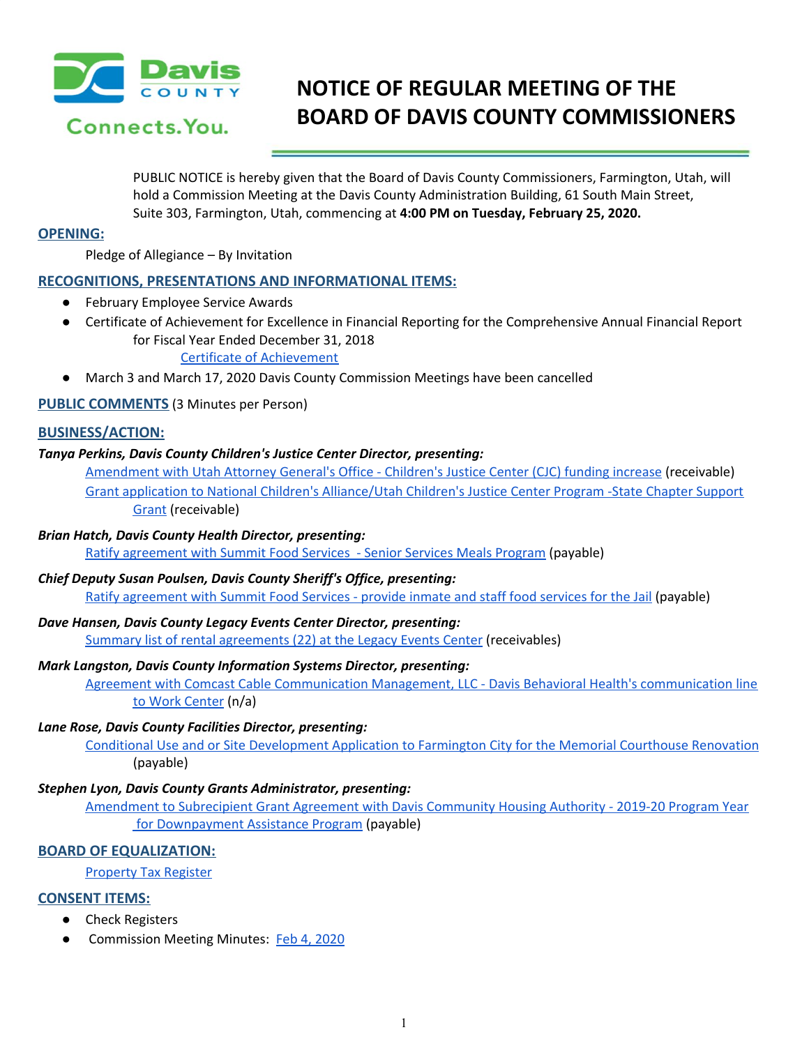# NOTICE OF REGULAR MEETING OF THE BOARD OF DAVIS COUNTY COMMISSIONERS

Davis County — Connects.You.

PUBLIC NOTICE is hereby given that the Board of Davis County Commissioners, Farmington, Utah, will hold a Commission Meeting at the Davis County Administration Building, 61 South Main Street, Suite 303, Farmington, Utah, commencing at **4:00 PM on Tuesday, February 25, 2020.**

## OPENING:

Pledge of Allegiance – By Invitation

## RECOGNITIONS, PRESENTATIONS AND INFORMATIONAL ITEMS:

- February Employee Service Awards
- Certificate of Achievement for Excellence in Financial Reporting for the Comprehensive Annual Financial Report for Fiscal Year Ended December 31, 2018
  Certificate of Achievement
- March 3 and March 17, 2020 Davis County Commission Meetings have been cancelled

## PUBLIC COMMENTS (3 Minutes per Person)

## BUSINESS/ACTION:

***Tanya Perkins, Davis County Children's Justice Center Director, presenting:***

Amendment with Utah Attorney General's Office - Children's Justice Center (CJC) funding increase (receivable)

Grant application to National Children's Alliance/Utah Children's Justice Center Program -State Chapter Support Grant (receivable)

***Brian Hatch, Davis County Health Director, presenting:***

Ratify agreement with Summit Food Services - Senior Services Meals Program (payable)

***Chief Deputy Susan Poulsen, Davis County Sheriff's Office, presenting:***

Ratify agreement with Summit Food Services - provide inmate and staff food services for the Jail (payable)

***Dave Hansen, Davis County Legacy Events Center Director, presenting:***

Summary list of rental agreements (22) at the Legacy Events Center (receivables)

***Mark Langston, Davis County Information Systems Director, presenting:***

Agreement with Comcast Cable Communication Management, LLC - Davis Behavioral Health's communication line to Work Center (n/a)

***Lane Rose, Davis County Facilities Director, presenting:***

Conditional Use and or Site Development Application to Farmington City for the Memorial Courthouse Renovation (payable)

***Stephen Lyon, Davis County Grants Administrator, presenting:***

Amendment to Subrecipient Grant Agreement with Davis Community Housing Authority - 2019-20 Program Year for Downpayment Assistance Program (payable)

## BOARD OF EQUALIZATION:

Property Tax Register

## CONSENT ITEMS:

- Check Registers
- Commission Meeting Minutes: Feb 4, 2020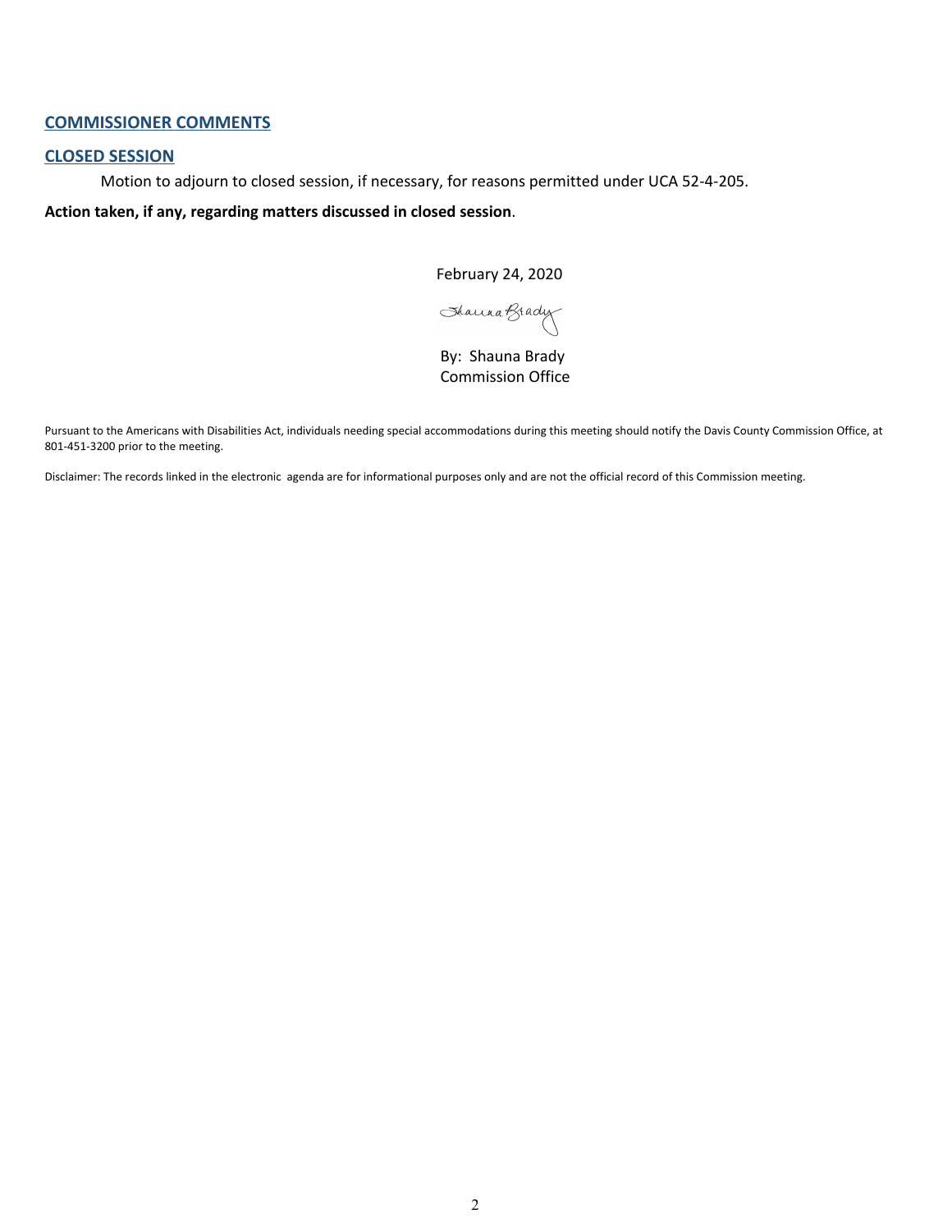## COMMISSIONER COMMENTS

## CLOSED SESSION

Motion to adjourn to closed session, if necessary, for reasons permitted under UCA 52-4-205.

**Action taken, if any, regarding matters discussed in closed session**.

February 24, 2020

Shauna Brady

By: Shauna Brady
Commission Office

Pursuant to the Americans with Disabilities Act, individuals needing special accommodations during this meeting should notify the Davis County Commission Office, at 801-451-3200 prior to the meeting.

Disclaimer: The records linked in the electronic agenda are for informational purposes only and are not the official record of this Commission meeting.